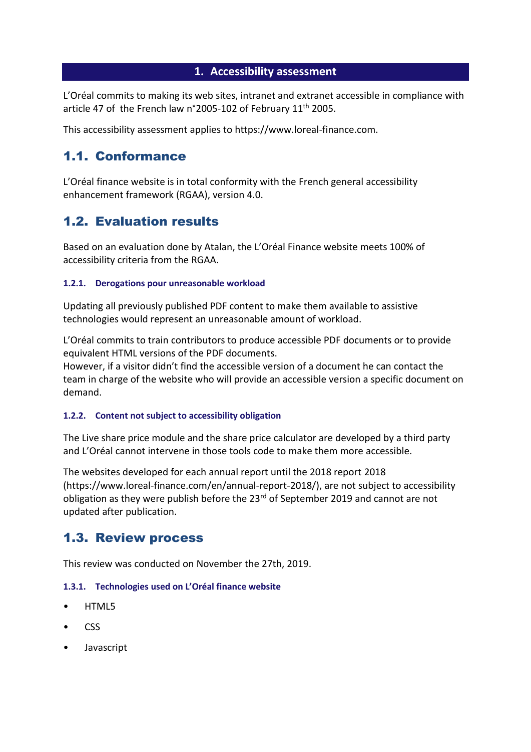# 1. Accessibility assessment

L'Oréal commits to making its web sites, intranet and extranet accessible in compliance with article 47 of the French law n°2005-102 of February 11th 2005.

This accessibility assessment applies to https://www.loreal-finance.com.

## 1.1. Conformance

L'Oréal finance website is in total conformity with the French general accessibility enhancement framework (RGAA), version 4.0.

## 1.2. Evaluation results

Based on an evaluation done by Atalan, the L'Oréal Finance website meets 100% of accessibility criteria from the RGAA.

### 1.2.1. Derogations pour unreasonable workload

Updating all previously published PDF content to make them available to assistive technologies would represent an unreasonable amount of workload.

L'Oréal commits to train contributors to produce accessible PDF documents or to provide equivalent HTML versions of the PDF documents.
However, if a visitor didn't find the accessible version of a document he can contact the team in charge of the website who will provide an accessible version a specific document on demand.

### 1.2.2. Content not subject to accessibility obligation

The Live share price module and the share price calculator are developed by a third party and L'Oréal cannot intervene in those tools code to make them more accessible.

The websites developed for each annual report until the 2018 report 2018 (https://www.loreal-finance.com/en/annual-report-2018/), are not subject to accessibility obligation as they were publish before the 23rd of September 2019 and cannot are not updated after publication.

## 1.3. Review process

This review was conducted on November the 27th, 2019.

### 1.3.1. Technologies used on L'Oréal finance website

- HTML5
- CSS
- Javascript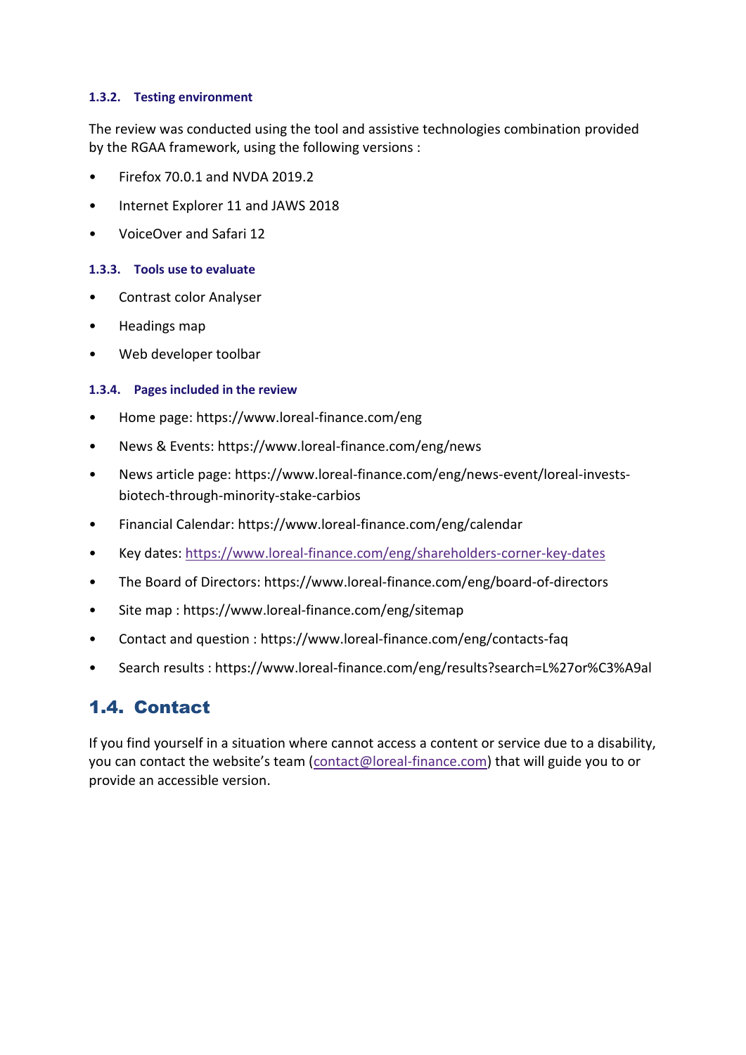#### 1.3.2. Testing environment

The review was conducted using the tool and assistive technologies combination provided by the RGAA framework, using the following versions :

- Firefox 70.0.1 and NVDA 2019.2
- Internet Explorer 11 and JAWS 2018
- VoiceOver and Safari 12

#### 1.3.3. Tools use to evaluate

- Contrast color Analyser
- Headings map
- Web developer toolbar

#### 1.3.4. Pages included in the review

- Home page: https://www.loreal-finance.com/eng
- News & Events: https://www.loreal-finance.com/eng/news
- News article page: https://www.loreal-finance.com/eng/news-event/loreal-invests-biotech-through-minority-stake-carbios
- Financial Calendar: https://www.loreal-finance.com/eng/calendar
- Key dates: [https://www.loreal-finance.com/eng/shareholders-corner-key-dates](https://www.loreal-finance.com/eng/shareholders-corner-key-dates)
- The Board of Directors: https://www.loreal-finance.com/eng/board-of-directors
- Site map : https://www.loreal-finance.com/eng/sitemap
- Contact and question : https://www.loreal-finance.com/eng/contacts-faq
- Search results : https://www.loreal-finance.com/eng/results?search=L%27or%C3%A9al

## 1.4. Contact

If you find yourself in a situation where cannot access a content or service due to a disability, you can contact the website's team ([contact@loreal-finance.com](mailto:contact@loreal-finance.com)) that will guide you to or provide an accessible version.